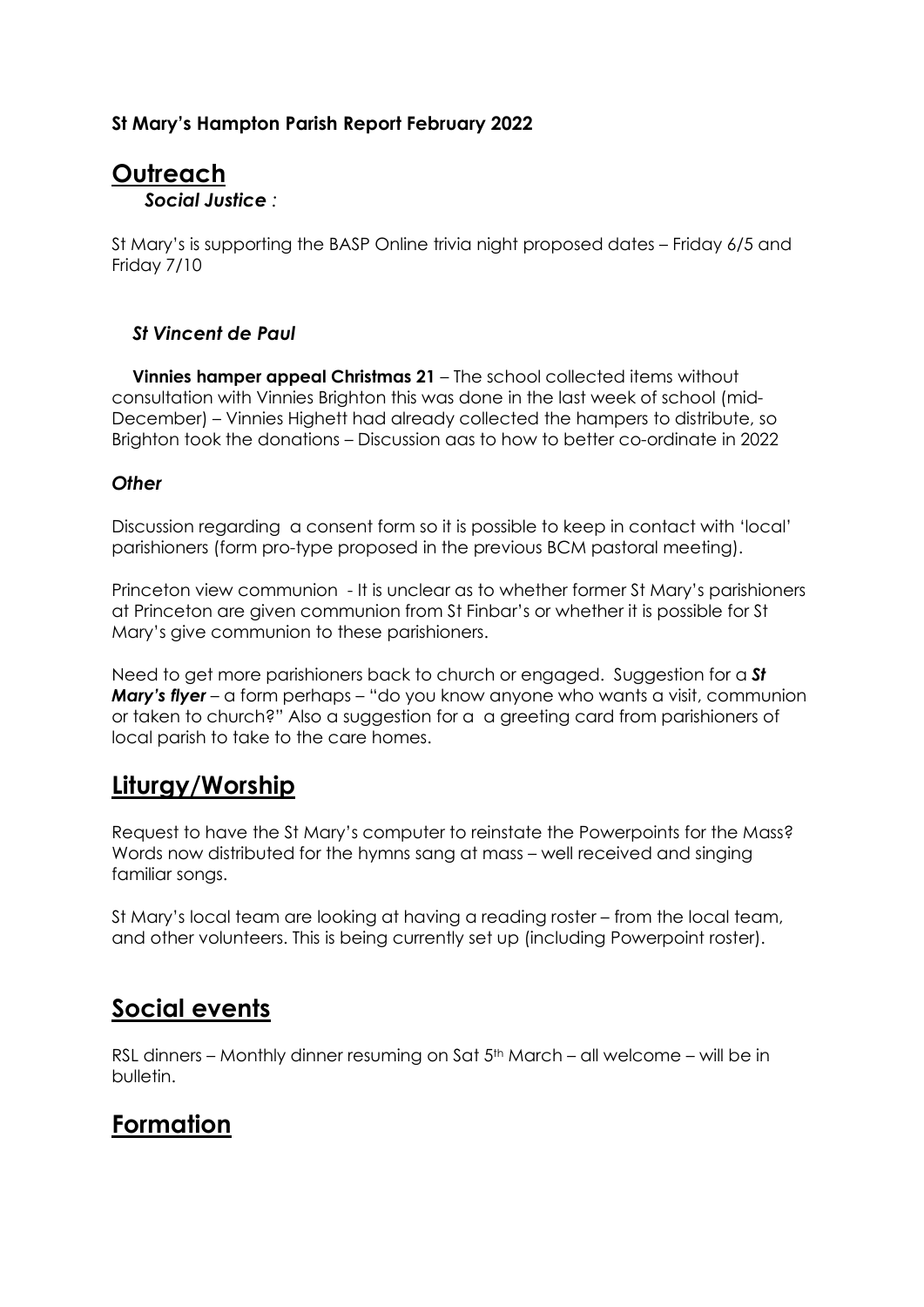**St Mary's Hampton Parish Report February 2022**

# Outreach

### *Social Justice :*

St Mary's is supporting the BASP Online trivia night proposed dates – Friday 6/5 and Friday 7/10

### *St Vincent de Paul*

**Vinnies hamper appeal Christmas 21** – The school collected items without consultation with Vinnies Brighton this was done in the last week of school (mid-December) – Vinnies Highett had already collected the hampers to distribute, so Brighton took the donations – Discussion aas to how to better co-ordinate in 2022

### *Other*

Discussion regarding a consent form so it is possible to keep in contact with 'local' parishioners (form pro-type proposed in the previous BCM pastoral meeting).

Princeton view communion - It is unclear as to whether former St Mary's parishioners at Princeton are given communion from St Finbar's or whether it is possible for St Mary's give communion to these parishioners.

Need to get more parishioners back to church or engaged. Suggestion for a ***St Mary's flyer*** – a form perhaps – "do you know anyone who wants a visit, communion or taken to church?" Also a suggestion for a a greeting card from parishioners of local parish to take to the care homes.

# Liturgy/Worship

Request to have the St Mary's computer to reinstate the Powerpoints for the Mass? Words now distributed for the hymns sang at mass – well received and singing familiar songs.

St Mary's local team are looking at having a reading roster – from the local team, and other volunteers. This is being currently set up (including Powerpoint roster).

# Social events

RSL dinners – Monthly dinner resuming on Sat 5th March – all welcome – will be in bulletin.

# Formation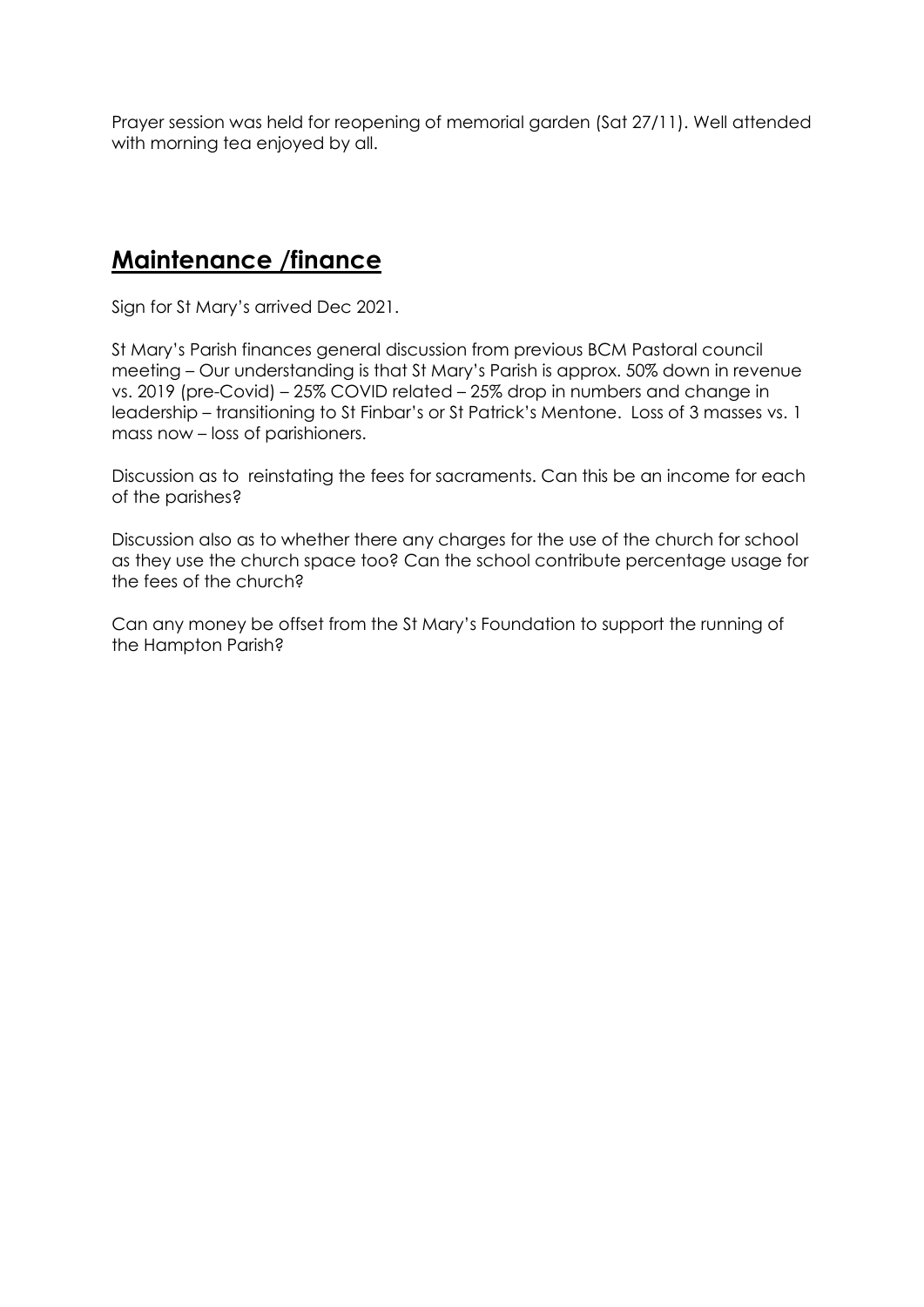Prayer session was held for reopening of memorial garden (Sat 27/11). Well attended with morning tea enjoyed by all.

## Maintenance /finance

Sign for St Mary's arrived Dec 2021.

St Mary's Parish finances general discussion from previous BCM Pastoral council meeting – Our understanding is that St Mary's Parish is approx. 50% down in revenue vs. 2019 (pre-Covid) – 25% COVID related – 25% drop in numbers and change in leadership – transitioning to St Finbar's or St Patrick's Mentone. Loss of 3 masses vs. 1 mass now – loss of parishioners.

Discussion as to reinstating the fees for sacraments. Can this be an income for each of the parishes?

Discussion also as to whether there any charges for the use of the church for school as they use the church space too? Can the school contribute percentage usage for the fees of the church?

Can any money be offset from the St Mary's Foundation to support the running of the Hampton Parish?